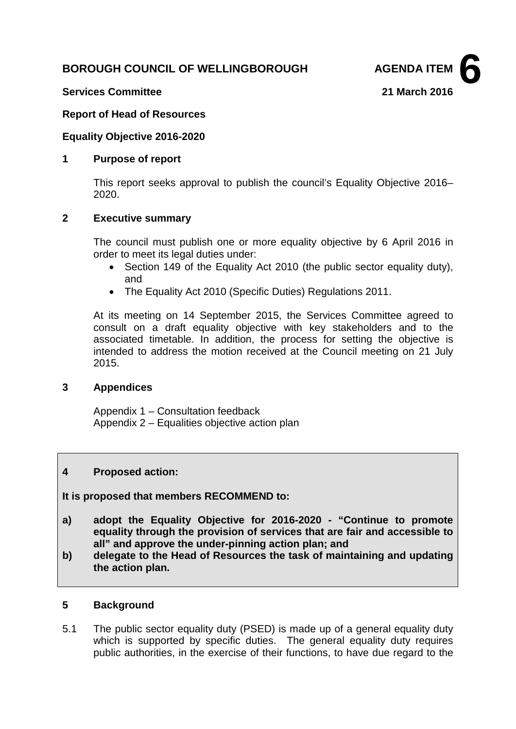**BOROUGH COUNCIL OF WELLINGBOROUGH** **AGENDA ITEM 6**

**Services Committee** **21 March 2016**

**Report of Head of Resources**

**Equality Objective 2016-2020**

## 1 Purpose of report

This report seeks approval to publish the council's Equality Objective 2016–2020.

## 2 Executive summary

The council must publish one or more equality objective by 6 April 2016 in order to meet its legal duties under:

- Section 149 of the Equality Act 2010 (the public sector equality duty), and
- The Equality Act 2010 (Specific Duties) Regulations 2011.

At its meeting on 14 September 2015, the Services Committee agreed to consult on a draft equality objective with key stakeholders and to the associated timetable. In addition, the process for setting the objective is intended to address the motion received at the Council meeting on 21 July 2015.

## 3 Appendices

Appendix 1 – Consultation feedback
Appendix 2 – Equalities objective action plan

## 4 Proposed action:

**It is proposed that members RECOMMEND to:**

**a) adopt the Equality Objective for 2016-2020 - "Continue to promote equality through the provision of services that are fair and accessible to all" and approve the under-pinning action plan; and**

**b) delegate to the Head of Resources the task of maintaining and updating the action plan.**

## 5 Background

5.1 The public sector equality duty (PSED) is made up of a general equality duty which is supported by specific duties. The general equality duty requires public authorities, in the exercise of their functions, to have due regard to the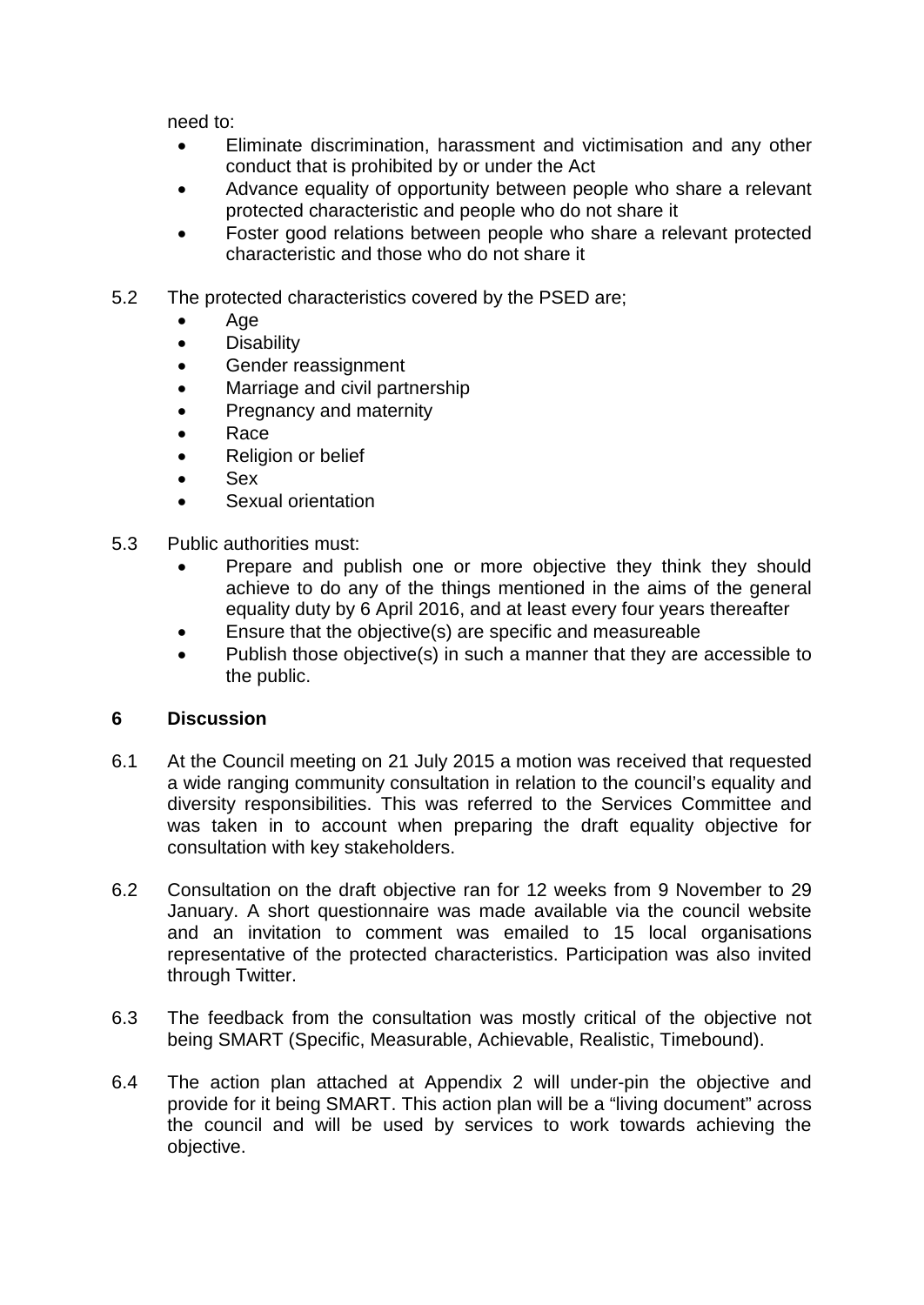need to:

- Eliminate discrimination, harassment and victimisation and any other conduct that is prohibited by or under the Act
- Advance equality of opportunity between people who share a relevant protected characteristic and people who do not share it
- Foster good relations between people who share a relevant protected characteristic and those who do not share it

5.2 The protected characteristics covered by the PSED are;

- Age
- Disability
- Gender reassignment
- Marriage and civil partnership
- Pregnancy and maternity
- Race
- Religion or belief
- Sex
- Sexual orientation

5.3 Public authorities must:

- Prepare and publish one or more objective they think they should achieve to do any of the things mentioned in the aims of the general equality duty by 6 April 2016, and at least every four years thereafter
- Ensure that the objective(s) are specific and measureable
- Publish those objective(s) in such a manner that they are accessible to the public.

## 6 Discussion

6.1 At the Council meeting on 21 July 2015 a motion was received that requested a wide ranging community consultation in relation to the council's equality and diversity responsibilities. This was referred to the Services Committee and was taken in to account when preparing the draft equality objective for consultation with key stakeholders.

6.2 Consultation on the draft objective ran for 12 weeks from 9 November to 29 January. A short questionnaire was made available via the council website and an invitation to comment was emailed to 15 local organisations representative of the protected characteristics. Participation was also invited through Twitter.

6.3 The feedback from the consultation was mostly critical of the objective not being SMART (Specific, Measurable, Achievable, Realistic, Timebound).

6.4 The action plan attached at Appendix 2 will under-pin the objective and provide for it being SMART. This action plan will be a "living document" across the council and will be used by services to work towards achieving the objective.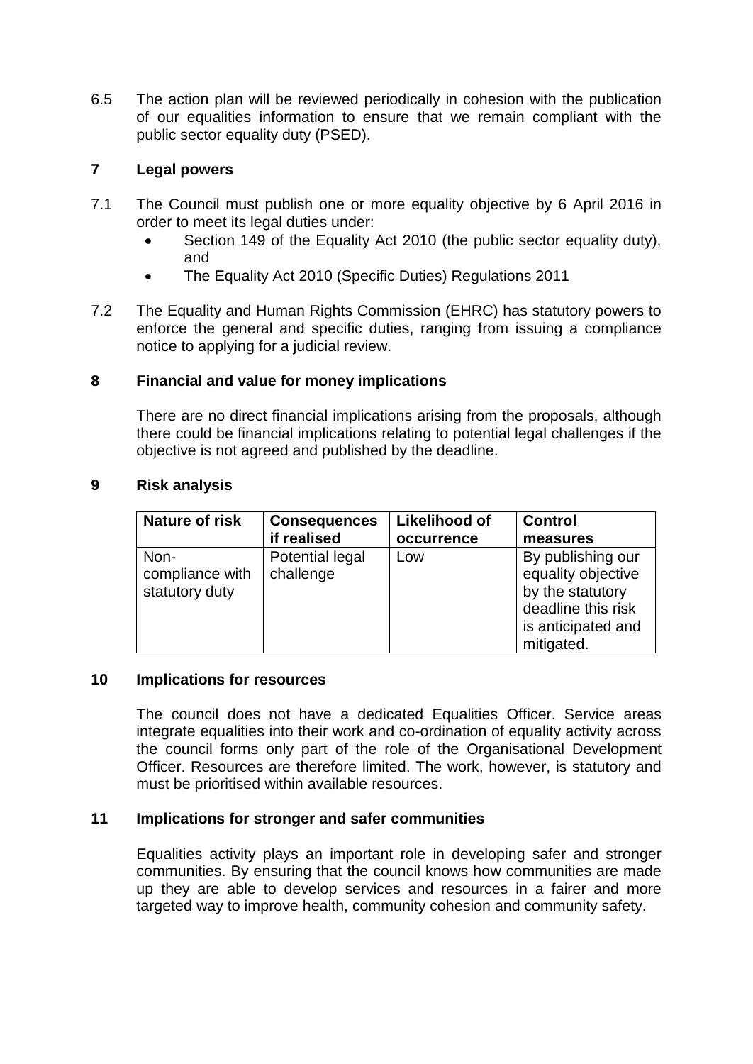6.5 The action plan will be reviewed periodically in cohesion with the publication of our equalities information to ensure that we remain compliant with the public sector equality duty (PSED).

## 7 Legal powers

7.1 The Council must publish one or more equality objective by 6 April 2016 in order to meet its legal duties under:

- Section 149 of the Equality Act 2010 (the public sector equality duty), and
- The Equality Act 2010 (Specific Duties) Regulations 2011

7.2 The Equality and Human Rights Commission (EHRC) has statutory powers to enforce the general and specific duties, ranging from issuing a compliance notice to applying for a judicial review.

## 8 Financial and value for money implications

There are no direct financial implications arising from the proposals, although there could be financial implications relating to potential legal challenges if the objective is not agreed and published by the deadline.

## 9 Risk analysis

| Nature of risk | Consequences if realised | Likelihood of occurrence | Control measures |
|---|---|---|---|
| Non-compliance with statutory duty | Potential legal challenge | Low | By publishing our equality objective by the statutory deadline this risk is anticipated and mitigated. |

## 10 Implications for resources

The council does not have a dedicated Equalities Officer. Service areas integrate equalities into their work and co-ordination of equality activity across the council forms only part of the role of the Organisational Development Officer. Resources are therefore limited. The work, however, is statutory and must be prioritised within available resources.

## 11 Implications for stronger and safer communities

Equalities activity plays an important role in developing safer and stronger communities. By ensuring that the council knows how communities are made up they are able to develop services and resources in a fairer and more targeted way to improve health, community cohesion and community safety.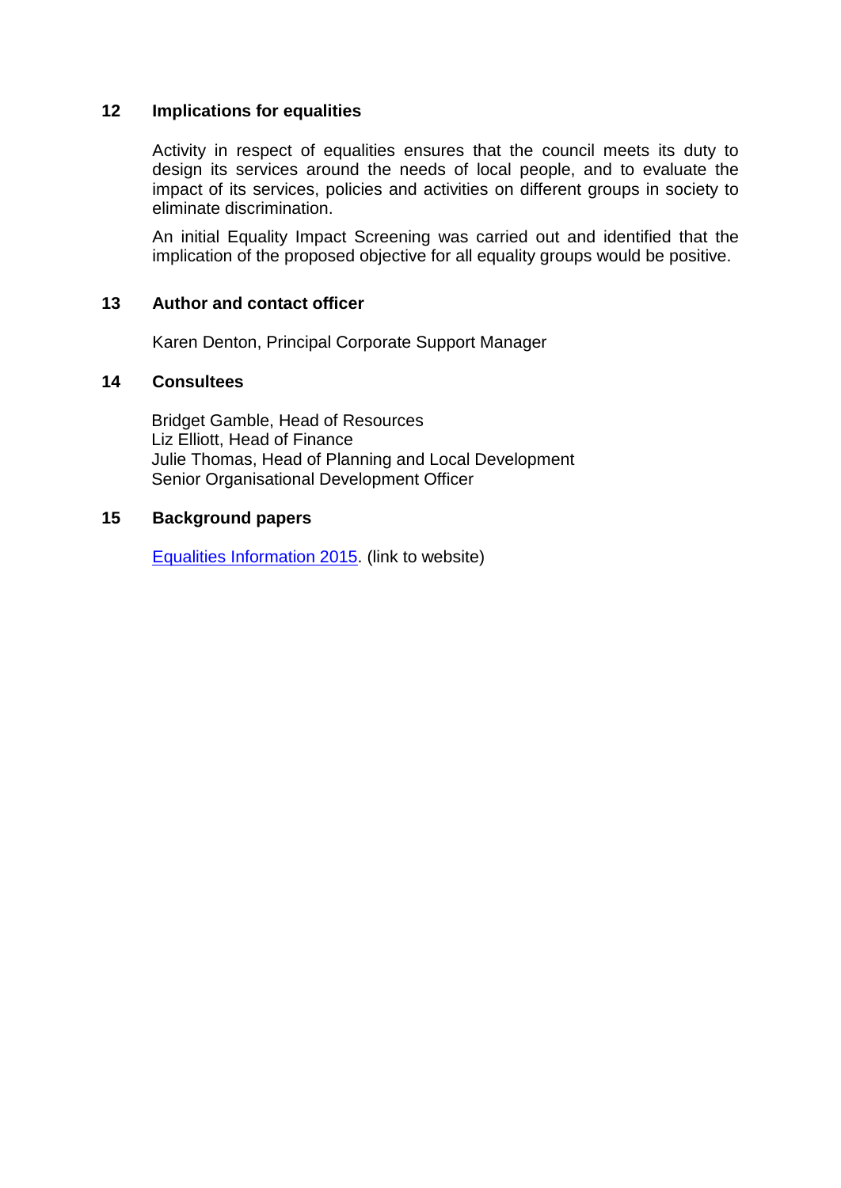## 12 Implications for equalities

Activity in respect of equalities ensures that the council meets its duty to design its services around the needs of local people, and to evaluate the impact of its services, policies and activities on different groups in society to eliminate discrimination.

An initial Equality Impact Screening was carried out and identified that the implication of the proposed objective for all equality groups would be positive.

## 13 Author and contact officer

Karen Denton, Principal Corporate Support Manager

## 14 Consultees

Bridget Gamble, Head of Resources
Liz Elliott, Head of Finance
Julie Thomas, Head of Planning and Local Development
Senior Organisational Development Officer

## 15 Background papers

Equalities Information 2015. (link to website)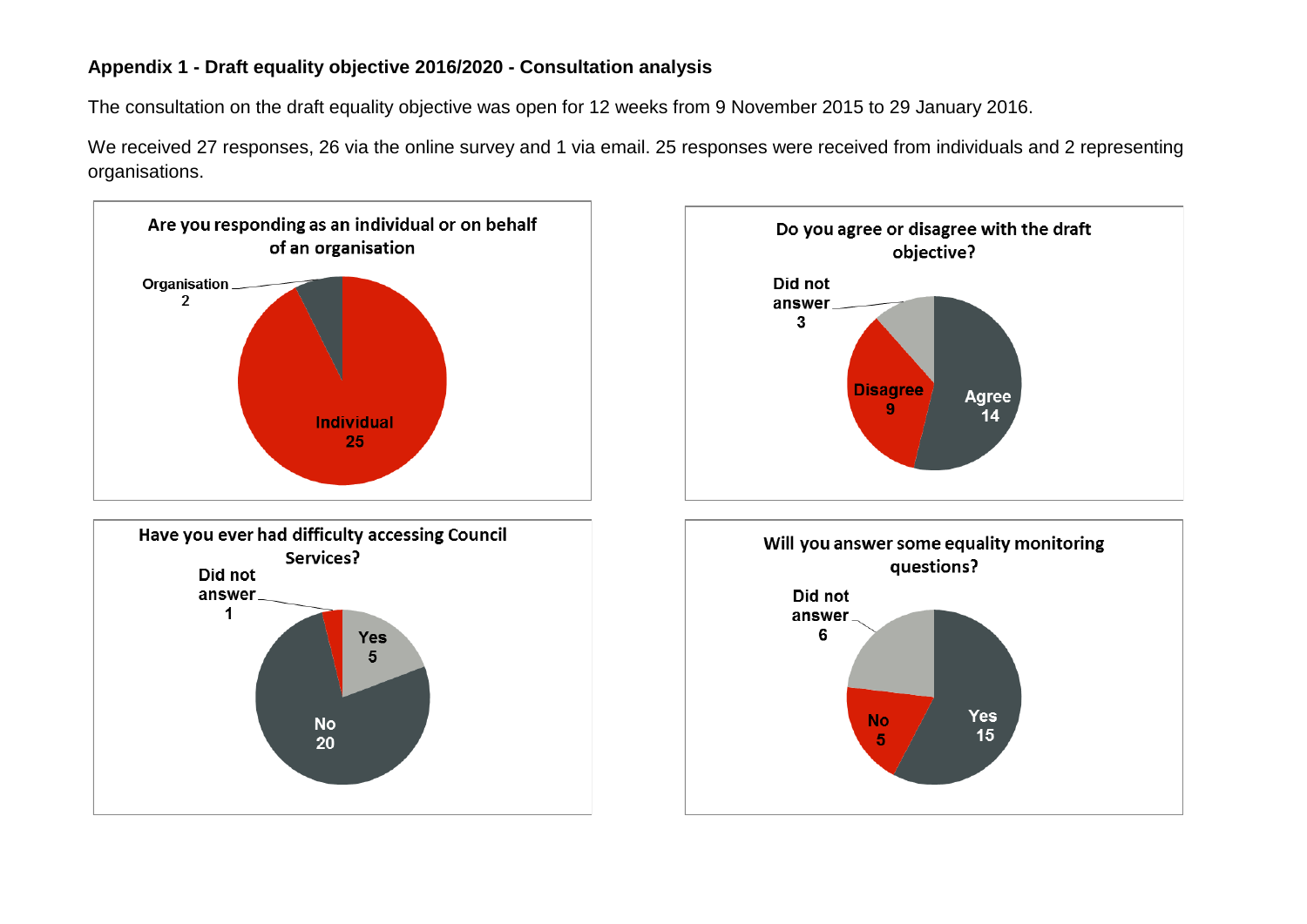**Appendix 1 - Draft equality objective 2016/2020 - Consultation analysis**

The consultation on the draft equality objective was open for 12 weeks from 9 November 2015 to 29 January 2016.

We received 27 responses, 26 via the online survey and 1 via email. 25 responses were received from individuals and 2 representing organisations.

**Are you responding as an individual or on behalf of an organisation**

| Response | Count |
| --- | --- |
| Individual | 25 |
| Organisation | 2 |

**Do you agree or disagree with the draft objective?**

| Response | Count |
| --- | --- |
| Agree | 14 |
| Disagree | 9 |
| Did not answer | 3 |

**Have you ever had difficulty accessing Council Services?**

| Response | Count |
| --- | --- |
| Yes | 5 |
| No | 20 |
| Did not answer | 1 |

**Will you answer some equality monitoring questions?**

| Response | Count |
| --- | --- |
| Yes | 15 |
| No | 5 |
| Did not answer | 6 |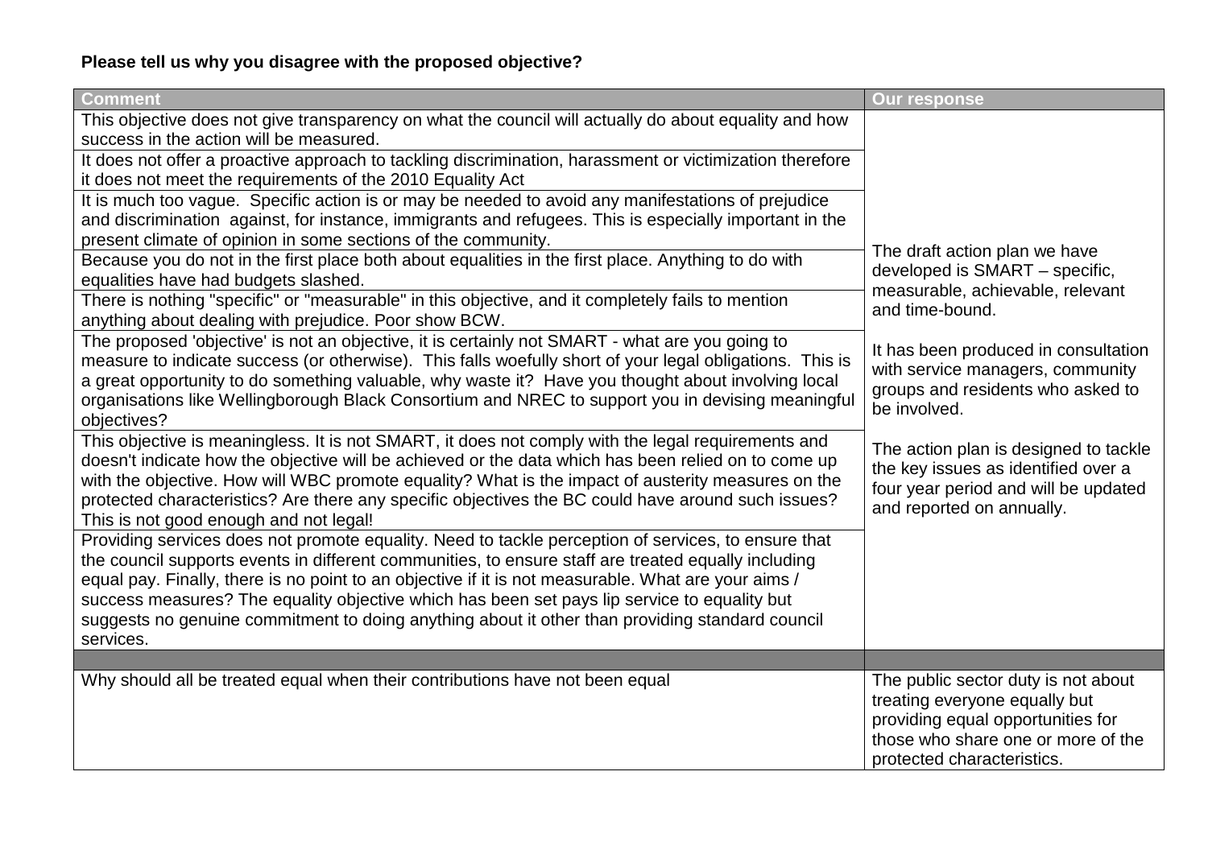**Please tell us why you disagree with the proposed objective?**

| Comment | Our response |
|---|---|
| This objective does not give transparency on what the council will actually do about equality and how success in the action will be measured. | The draft action plan we have developed is SMART – specific, measurable, achievable, relevant and time-bound.<br><br>It has been produced in consultation with service managers, community groups and residents who asked to be involved.<br><br>The action plan is designed to tackle the key issues as identified over a four year period and will be updated and reported on annually. |
| It does not offer a proactive approach to tackling discrimination, harassment or victimization therefore it does not meet the requirements of the 2010 Equality Act | |
| It is much too vague. Specific action is or may be needed to avoid any manifestations of prejudice and discrimination against, for instance, immigrants and refugees. This is especially important in the present climate of opinion in some sections of the community. | |
| Because you do not in the first place both about equalities in the first place. Anything to do with equalities have had budgets slashed. | |
| There is nothing "specific" or "measurable" in this objective, and it completely fails to mention anything about dealing with prejudice. Poor show BCW. | |
| The proposed 'objective' is not an objective, it is certainly not SMART - what are you going to measure to indicate success (or otherwise). This falls woefully short of your legal obligations. This is a great opportunity to do something valuable, why waste it? Have you thought about involving local organisations like Wellingborough Black Consortium and NREC to support you in devising meaningful objectives? | |
| This objective is meaningless. It is not SMART, it does not comply with the legal requirements and doesn't indicate how the objective will be achieved or the data which has been relied on to come up with the objective. How will WBC promote equality? What is the impact of austerity measures on the protected characteristics? Are there any specific objectives the BC could have around such issues? This is not good enough and not legal! | |
| Providing services does not promote equality. Need to tackle perception of services, to ensure that the council supports events in different communities, to ensure staff are treated equally including equal pay. Finally, there is no point to an objective if it is not measurable. What are your aims / success measures? The equality objective which has been set pays lip service to equality but suggests no genuine commitment to doing anything about it other than providing standard council services. | |
| | |
| Why should all be treated equal when their contributions have not been equal | The public sector duty is not about treating everyone equally but providing equal opportunities for those who share one or more of the protected characteristics. |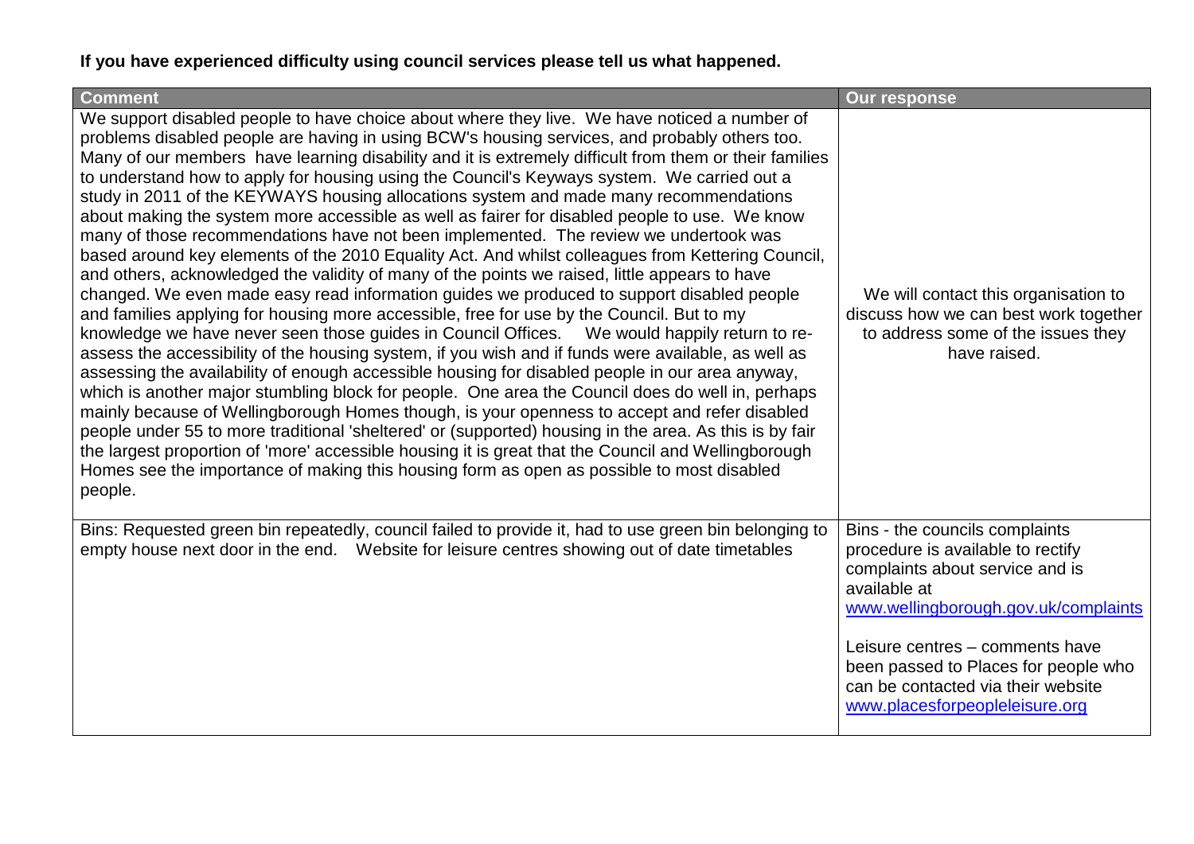**If you have experienced difficulty using council services please tell us what happened.**

| Comment | Our response |
|---|---|
| We support disabled people to have choice about where they live. We have noticed a number of problems disabled people are having in using BCW's housing services, and probably others too. Many of our members have learning disability and it is extremely difficult from them or their families to understand how to apply for housing using the Council's Keyways system. We carried out a study in 2011 of the KEYWAYS housing allocations system and made many recommendations about making the system more accessible as well as fairer for disabled people to use. We know many of those recommendations have not been implemented. The review we undertook was based around key elements of the 2010 Equality Act. And whilst colleagues from Kettering Council, and others, acknowledged the validity of many of the points we raised, little appears to have changed. We even made easy read information guides we produced to support disabled people and families applying for housing more accessible, free for use by the Council. But to my knowledge we have never seen those guides in Council Offices. We would happily return to re-assess the accessibility of the housing system, if you wish and if funds were available, as well as assessing the availability of enough accessible housing for disabled people in our area anyway, which is another major stumbling block for people. One area the Council does do well in, perhaps mainly because of Wellingborough Homes though, is your openness to accept and refer disabled people under 55 to more traditional 'sheltered' or (supported) housing in the area. As this is by fair the largest proportion of 'more' accessible housing it is great that the Council and Wellingborough Homes see the importance of making this housing form as open as possible to most disabled people. | We will contact this organisation to discuss how we can best work together to address some of the issues they have raised. |
| Bins: Requested green bin repeatedly, council failed to provide it, had to use green bin belonging to empty house next door in the end. Website for leisure centres showing out of date timetables | Bins - the councils complaints procedure is available to rectify complaints about service and is available at www.wellingborough.gov.uk/complaints<br><br>Leisure centres – comments have been passed to Places for people who can be contacted via their website www.placesforpeopleleisure.org |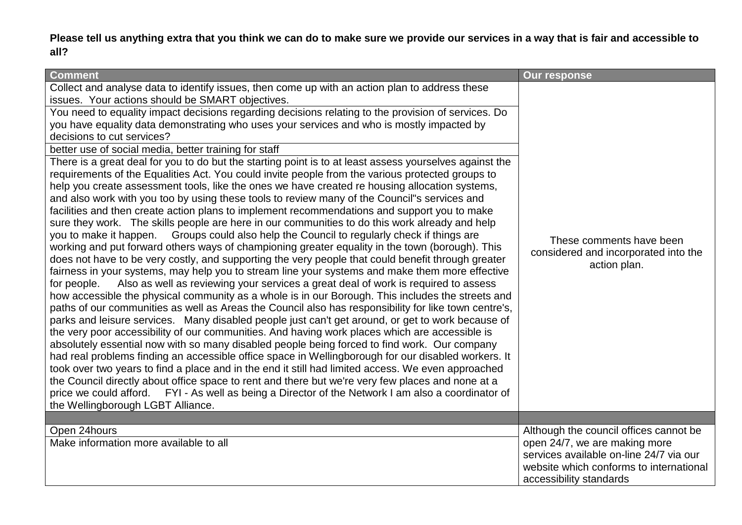**Please tell us anything extra that you think we can do to make sure we provide our services in a way that is fair and accessible to all?**

| Comment | Our response |
|---|---|
| Collect and analyse data to identify issues, then come up with an action plan to address these issues. Your actions should be SMART objectives. | These comments have been considered and incorporated into the action plan. |
| You need to equality impact decisions regarding decisions relating to the provision of services. Do you have equality data demonstrating who uses your services and who is mostly impacted by decisions to cut services? | |
| better use of social media, better training for staff | |
| There is a great deal for you to do but the starting point is to at least assess yourselves against the requirements of the Equalities Act. You could invite people from the various protected groups to help you create assessment tools, like the ones we have created re housing allocation systems, and also work with you too by using these tools to review many of the Council"s services and facilities and then create action plans to implement recommendations and support you to make sure they work. The skills people are here in our communities to do this work already and help you to make it happen. Groups could also help the Council to regularly check if things are working and put forward others ways of championing greater equality in the town (borough). This does not have to be very costly, and supporting the very people that could benefit through greater fairness in your systems, may help you to stream line your systems and make them more effective for people. Also as well as reviewing your services a great deal of work is required to assess how accessible the physical community as a whole is in our Borough. This includes the streets and paths of our communities as well as Areas the Council also has responsibility for like town centre's, parks and leisure services. Many disabled people just can't get around, or get to work because of the very poor accessibility of our communities. And having work places which are accessible is absolutely essential now with so many disabled people being forced to find work. Our company had real problems finding an accessible office space in Wellingborough for our disabled workers. It took over two years to find a place and in the end it still had limited access. We even approached the Council directly about office space to rent and there but we're very few places and none at a price we could afford. FYI - As well as being a Director of the Network I am also a coordinator of the Wellingborough LGBT Alliance. | |
| | |
| Open 24hours | Although the council offices cannot be open 24/7, we are making more services available on-line 24/7 via our website which conforms to international accessibility standards |
| Make information more available to all | |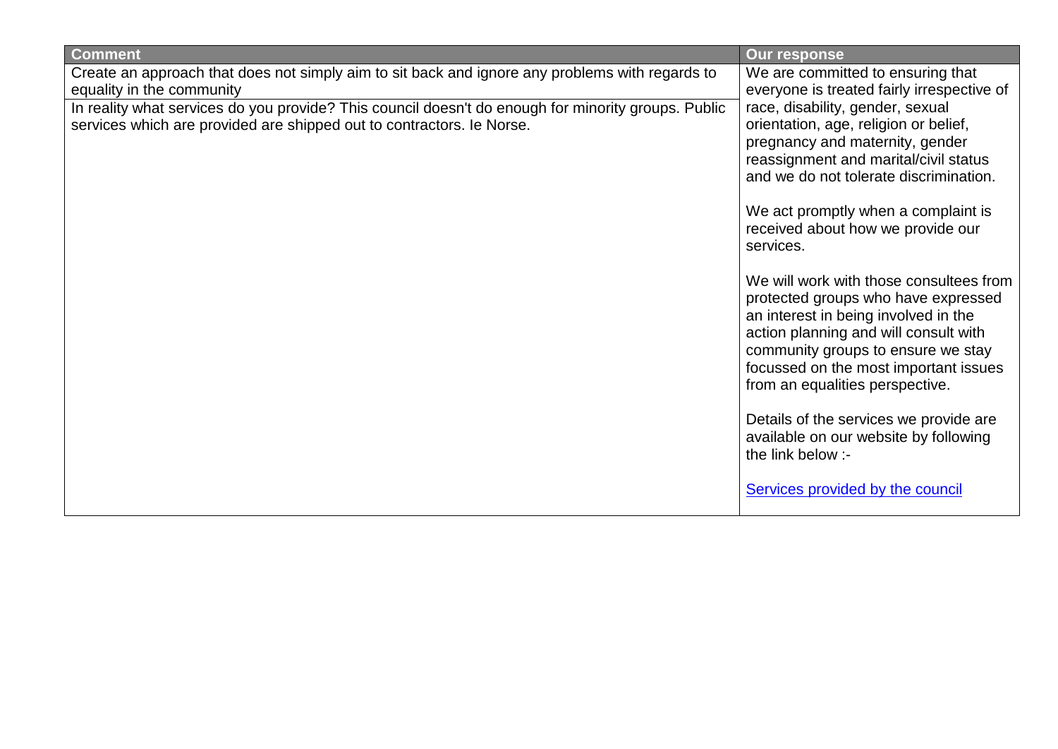| Comment | Our response |
| --- | --- |
| Create an approach that does not simply aim to sit back and ignore any problems with regards to equality in the community<br><br>In reality what services do you provide? This council doesn't do enough for minority groups. Public services which are provided are shipped out to contractors. Ie Norse. | We are committed to ensuring that everyone is treated fairly irrespective of race, disability, gender, sexual orientation, age, religion or belief, pregnancy and maternity, gender reassignment and marital/civil status and we do not tolerate discrimination.<br><br>We act promptly when a complaint is received about how we provide our services.<br><br>We will work with those consultees from protected groups who have expressed an interest in being involved in the action planning and will consult with community groups to ensure we stay focussed on the most important issues from an equalities perspective.<br><br>Details of the services we provide are available on our website by following the link below :-<br><br>Services provided by the council |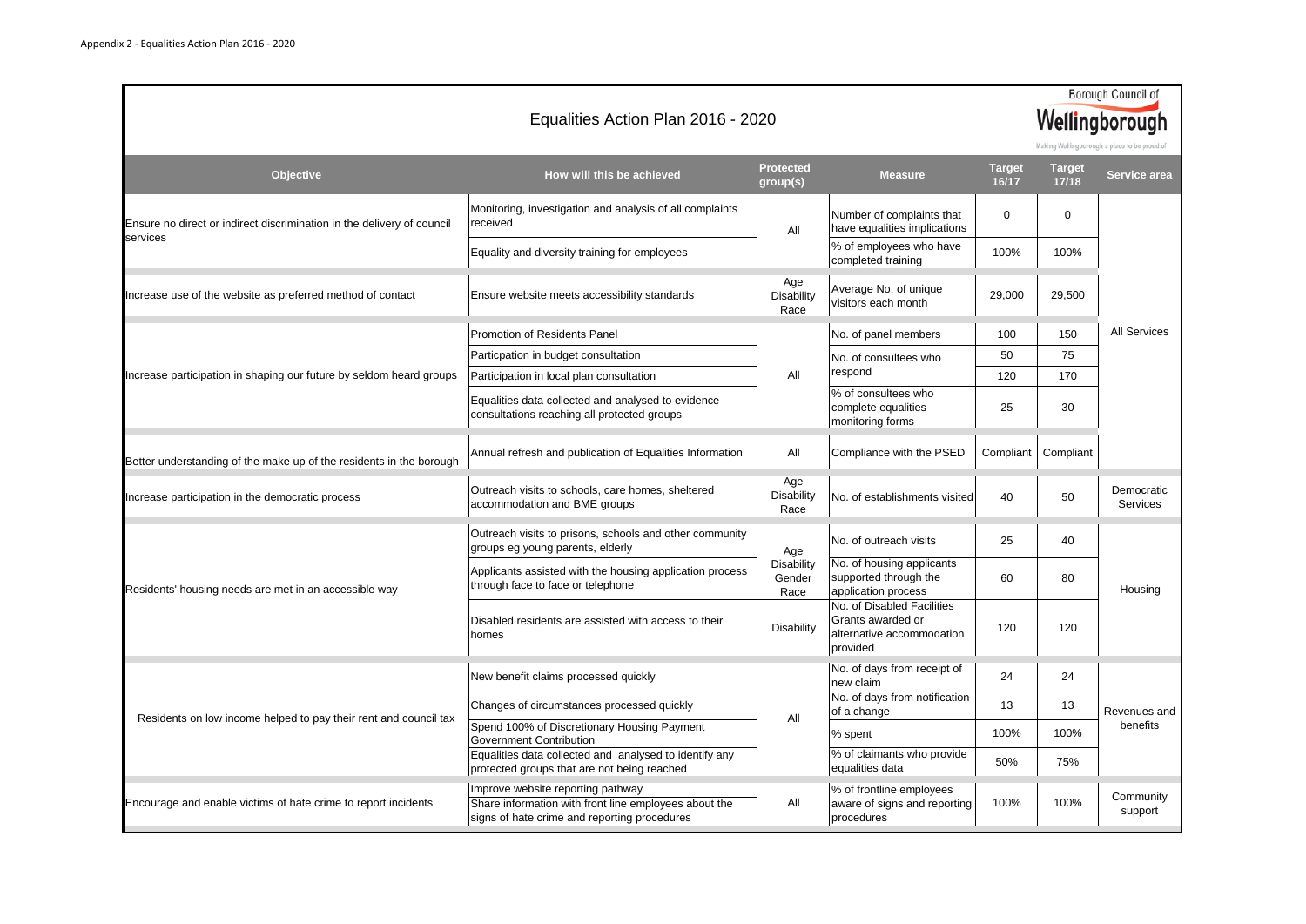Appendix 2 - Equalities Action Plan 2016 - 2020

# Equalities Action Plan 2016 - 2020

Borough Council of Wellingborough

Making Wellingborough a place to be proud of

| Objective | How will this be achieved | Protected group(s) | Measure | Target 16/17 | Target 17/18 | Service area |
|---|---|---|---|---|---|---|
| Ensure no direct or indirect discrimination in the delivery of council services | Monitoring, investigation and analysis of all complaints received | All | Number of complaints that have equalities implications | 0 | 0 | All Services |
| | Equality and diversity training for employees | | % of employees who have completed training | 100% | 100% | |
| Increase use of the website as preferred method of contact | Ensure website meets accessibility standards | Age Disability Race | Average No. of unique visitors each month | 29,000 | 29,500 | |
| Increase participation in shaping our future by seldom heard groups | Promotion of Residents Panel | All | No. of panel members | 100 | 150 | |
| | Particpation in budget consultation | | No. of consultees who respond | 50 | 75 | |
| | Participation in local plan consultation | | | 120 | 170 | |
| | Equalities data collected and analysed to evidence consultations reaching all protected groups | | % of consultees who complete equalities monitoring forms | 25 | 30 | |
| Better understanding of the make up of the residents in the borough | Annual refresh and publication of Equalities Information | All | Compliance with the PSED | Compliant | Compliant | |
| Increase participation in the democratic process | Outreach visits to schools, care homes, sheltered accommodation and BME groups | Age Disability Race | No. of establishments visited | 40 | 50 | Democratic Services |
| Residents' housing needs are met in an accessible way | Outreach visits to prisons, schools and other community groups eg young parents, elderly | Age Disability Gender Race | No. of outreach visits | 25 | 40 | Housing |
| | Applicants assisted with the housing application process through face to face or telephone | | No. of housing applicants supported through the application process | 60 | 80 | |
| | Disabled residents are assisted with access to their homes | Disability | No. of Disabled Facilities Grants awarded or alternative accommodation provided | 120 | 120 | |
| Residents on low income helped to pay their rent and council tax | New benefit claims processed quickly | All | No. of days from receipt of new claim | 24 | 24 | Revenues and benefits |
| | Changes of circumstances processed quickly | | No. of days from notification of a change | 13 | 13 | |
| | Spend 100% of Discretionary Housing Payment Government Contribution | | % spent | 100% | 100% | |
| | Equalities data collected and analysed to identify any protected groups that are not being reached | | % of claimants who provide equalities data | 50% | 75% | |
| Encourage and enable victims of hate crime to report incidents | Improve website reporting pathway<br>Share information with front line employees about the signs of hate crime and reporting procedures | All | % of frontline employees aware of signs and reporting procedures | 100% | 100% | Community support |